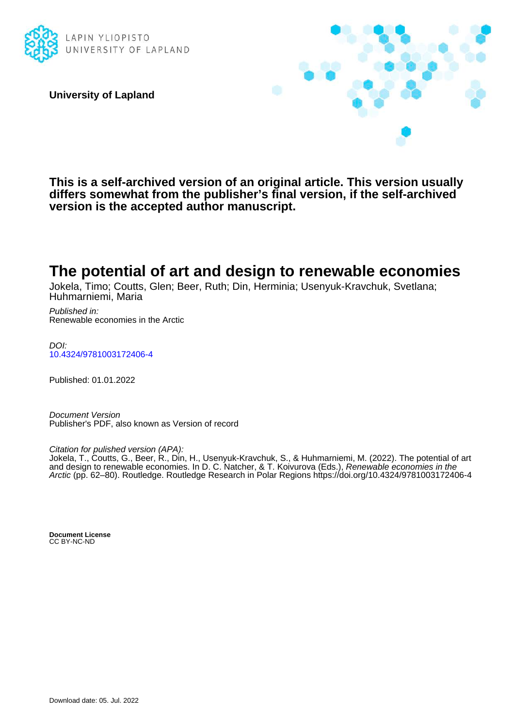LAPIN YLIOPISTO
UNIVERSITY OF LAPLAND

**University of Lapland**

**This is a self-archived version of an original article. This version usually differs somewhat from the publisher's final version, if the self-archived version is the accepted author manuscript.**

# The potential of art and design to renewable economies

Jokela, Timo; Coutts, Glen; Beer, Ruth; Din, Herminia; Usenyuk-Kravchuk, Svetlana; Huhmarniemi, Maria

*Published in:*
Renewable economies in the Arctic

*DOI:*
10.4324/9781003172406-4

Published: 01.01.2022

*Document Version*
Publisher's PDF, also known as Version of record

*Citation for pulished version (APA):*
Jokela, T., Coutts, G., Beer, R., Din, H., Usenyuk-Kravchuk, S., & Huhmarniemi, M. (2022). The potential of art and design to renewable economies. In D. C. Natcher, & T. Koivurova (Eds.), *Renewable economies in the Arctic* (pp. 62–80). Routledge. Routledge Research in Polar Regions https://doi.org/10.4324/9781003172406-4

**Document License**
CC BY-NC-ND

Download date: 05. Jul. 2022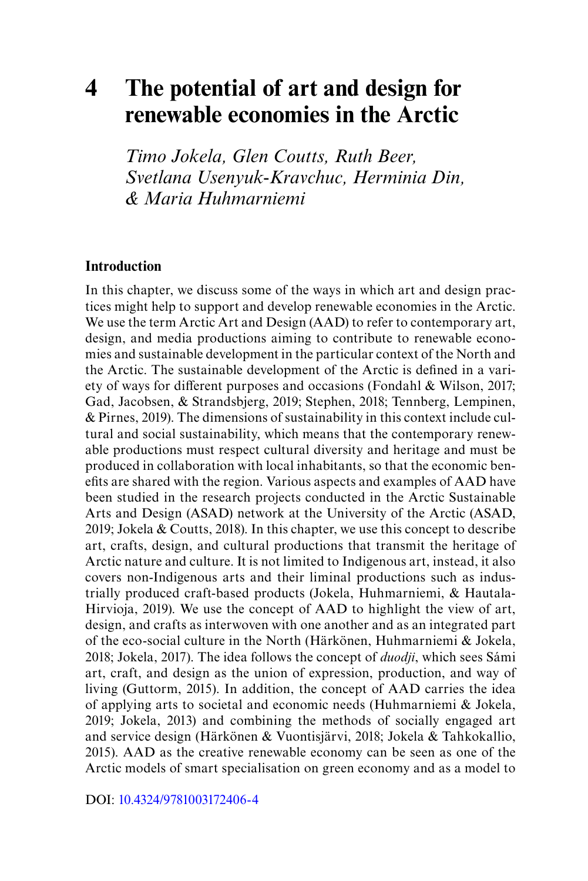# 4 The potential of art and design for renewable economies in the Arctic

*Timo Jokela, Glen Coutts, Ruth Beer, Svetlana Usenyuk-Kravchuc, Herminia Din, & Maria Huhmarniemi*

## Introduction

In this chapter, we discuss some of the ways in which art and design practices might help to support and develop renewable economies in the Arctic. We use the term Arctic Art and Design (AAD) to refer to contemporary art, design, and media productions aiming to contribute to renewable economies and sustainable development in the particular context of the North and the Arctic. The sustainable development of the Arctic is defined in a variety of ways for different purposes and occasions (Fondahl & Wilson, 2017; Gad, Jacobsen, & Strandsbjerg, 2019; Stephen, 2018; Tennberg, Lempinen, & Pirnes, 2019). The dimensions of sustainability in this context include cultural and social sustainability, which means that the contemporary renewable productions must respect cultural diversity and heritage and must be produced in collaboration with local inhabitants, so that the economic benefits are shared with the region. Various aspects and examples of AAD have been studied in the research projects conducted in the Arctic Sustainable Arts and Design (ASAD) network at the University of the Arctic (ASAD, 2019; Jokela & Coutts, 2018). In this chapter, we use this concept to describe art, crafts, design, and cultural productions that transmit the heritage of Arctic nature and culture. It is not limited to Indigenous art, instead, it also covers non-Indigenous arts and their liminal productions such as industrially produced craft-based products (Jokela, Huhmarniemi, & Hautala-Hirvioja, 2019). We use the concept of AAD to highlight the view of art, design, and crafts as interwoven with one another and as an integrated part of the eco-social culture in the North (Härkönen, Huhmarniemi & Jokela, 2018; Jokela, 2017). The idea follows the concept of *duodji*, which sees Sámi art, craft, and design as the union of expression, production, and way of living (Guttorm, 2015). In addition, the concept of AAD carries the idea of applying arts to societal and economic needs (Huhmarniemi & Jokela, 2019; Jokela, 2013) and combining the methods of socially engaged art and service design (Härkönen & Vuontisjärvi, 2018; Jokela & Tahkokallio, 2015). AAD as the creative renewable economy can be seen as one of the Arctic models of smart specialisation on green economy and as a model to

DOI: 10.4324/9781003172406-4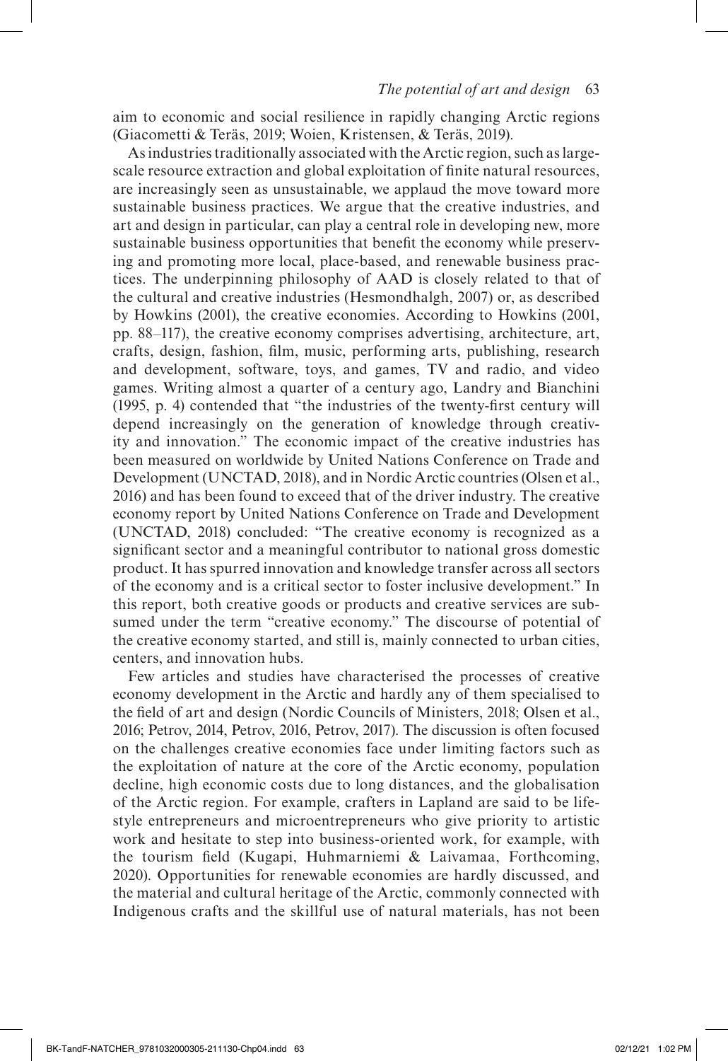aim to economic and social resilience in rapidly changing Arctic regions (Giacometti & Teräs, 2019; Woien, Kristensen, & Teräs, 2019).

As industries traditionally associated with the Arctic region, such as large-scale resource extraction and global exploitation of finite natural resources, are increasingly seen as unsustainable, we applaud the move toward more sustainable business practices. We argue that the creative industries, and art and design in particular, can play a central role in developing new, more sustainable business opportunities that benefit the economy while preserving and promoting more local, place-based, and renewable business practices. The underpinning philosophy of AAD is closely related to that of the cultural and creative industries (Hesmondhalgh, 2007) or, as described by Howkins (2001), the creative economies. According to Howkins (2001, pp. 88–117), the creative economy comprises advertising, architecture, art, crafts, design, fashion, film, music, performing arts, publishing, research and development, software, toys, and games, TV and radio, and video games. Writing almost a quarter of a century ago, Landry and Bianchini (1995, p. 4) contended that "the industries of the twenty-first century will depend increasingly on the generation of knowledge through creativity and innovation." The economic impact of the creative industries has been measured on worldwide by United Nations Conference on Trade and Development (UNCTAD, 2018), and in Nordic Arctic countries (Olsen et al., 2016) and has been found to exceed that of the driver industry. The creative economy report by United Nations Conference on Trade and Development (UNCTAD, 2018) concluded: "The creative economy is recognized as a significant sector and a meaningful contributor to national gross domestic product. It has spurred innovation and knowledge transfer across all sectors of the economy and is a critical sector to foster inclusive development." In this report, both creative goods or products and creative services are subsumed under the term "creative economy." The discourse of potential of the creative economy started, and still is, mainly connected to urban cities, centers, and innovation hubs.

Few articles and studies have characterised the processes of creative economy development in the Arctic and hardly any of them specialised to the field of art and design (Nordic Councils of Ministers, 2018; Olsen et al., 2016; Petrov, 2014, Petrov, 2016, Petrov, 2017). The discussion is often focused on the challenges creative economies face under limiting factors such as the exploitation of nature at the core of the Arctic economy, population decline, high economic costs due to long distances, and the globalisation of the Arctic region. For example, crafters in Lapland are said to be lifestyle entrepreneurs and microentrepreneurs who give priority to artistic work and hesitate to step into business-oriented work, for example, with the tourism field (Kugapi, Huhmarniemi & Laivamaa, Forthcoming, 2020). Opportunities for renewable economies are hardly discussed, and the material and cultural heritage of the Arctic, commonly connected with Indigenous crafts and the skillful use of natural materials, has not been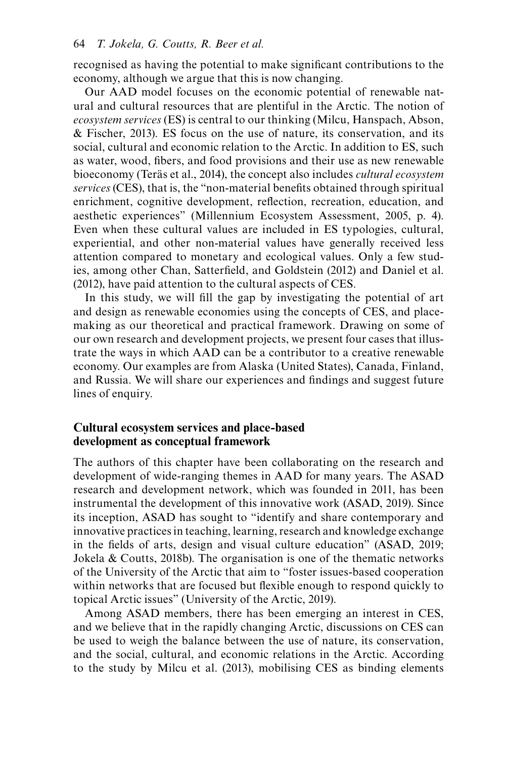recognised as having the potential to make significant contributions to the economy, although we argue that this is now changing.

Our AAD model focuses on the economic potential of renewable natural and cultural resources that are plentiful in the Arctic. The notion of *ecosystem services* (ES) is central to our thinking (Milcu, Hanspach, Abson, & Fischer, 2013). ES focus on the use of nature, its conservation, and its social, cultural and economic relation to the Arctic. In addition to ES, such as water, wood, fibers, and food provisions and their use as new renewable bioeconomy (Teräs et al., 2014), the concept also includes *cultural ecosystem services* (CES), that is, the "non-material benefits obtained through spiritual enrichment, cognitive development, reflection, recreation, education, and aesthetic experiences" (Millennium Ecosystem Assessment, 2005, p. 4). Even when these cultural values are included in ES typologies, cultural, experiential, and other non-material values have generally received less attention compared to monetary and ecological values. Only a few studies, among other Chan, Satterfield, and Goldstein (2012) and Daniel et al. (2012), have paid attention to the cultural aspects of CES.

In this study, we will fill the gap by investigating the potential of art and design as renewable economies using the concepts of CES, and place-making as our theoretical and practical framework. Drawing on some of our own research and development projects, we present four cases that illustrate the ways in which AAD can be a contributor to a creative renewable economy. Our examples are from Alaska (United States), Canada, Finland, and Russia. We will share our experiences and findings and suggest future lines of enquiry.

## Cultural ecosystem services and place-based development as conceptual framework

The authors of this chapter have been collaborating on the research and development of wide-ranging themes in AAD for many years. The ASAD research and development network, which was founded in 2011, has been instrumental the development of this innovative work (ASAD, 2019). Since its inception, ASAD has sought to "identify and share contemporary and innovative practices in teaching, learning, research and knowledge exchange in the fields of arts, design and visual culture education" (ASAD, 2019; Jokela & Coutts, 2018b). The organisation is one of the thematic networks of the University of the Arctic that aim to "foster issues-based cooperation within networks that are focused but flexible enough to respond quickly to topical Arctic issues" (University of the Arctic, 2019).

Among ASAD members, there has been emerging an interest in CES, and we believe that in the rapidly changing Arctic, discussions on CES can be used to weigh the balance between the use of nature, its conservation, and the social, cultural, and economic relations in the Arctic. According to the study by Milcu et al. (2013), mobilising CES as binding elements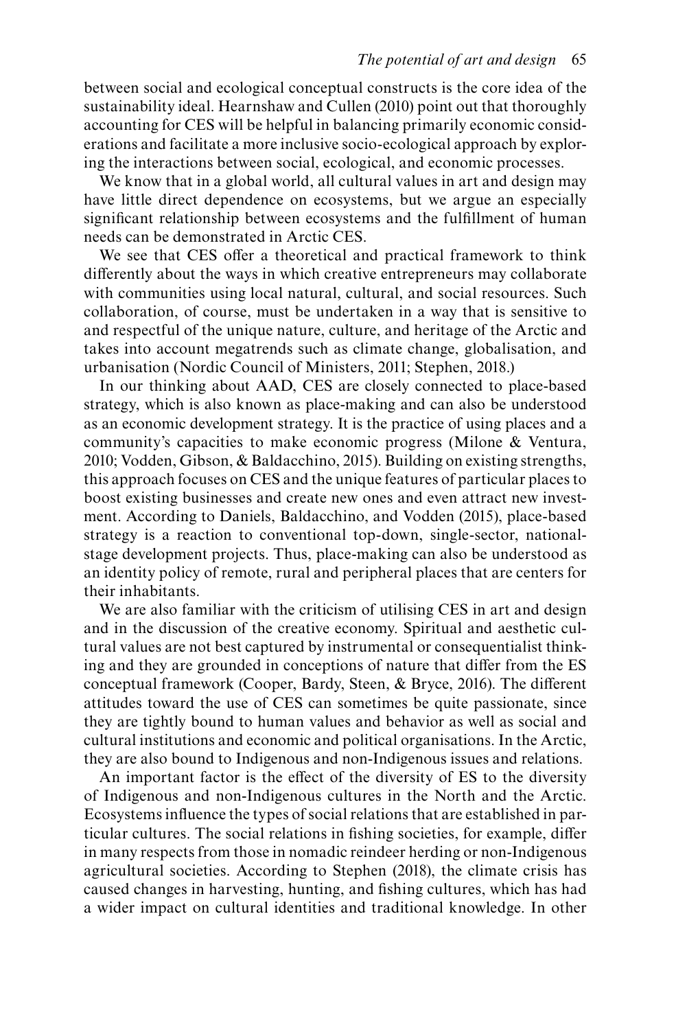between social and ecological conceptual constructs is the core idea of the sustainability ideal. Hearnshaw and Cullen (2010) point out that thoroughly accounting for CES will be helpful in balancing primarily economic considerations and facilitate a more inclusive socio-ecological approach by exploring the interactions between social, ecological, and economic processes.

We know that in a global world, all cultural values in art and design may have little direct dependence on ecosystems, but we argue an especially significant relationship between ecosystems and the fulfillment of human needs can be demonstrated in Arctic CES.

We see that CES offer a theoretical and practical framework to think differently about the ways in which creative entrepreneurs may collaborate with communities using local natural, cultural, and social resources. Such collaboration, of course, must be undertaken in a way that is sensitive to and respectful of the unique nature, culture, and heritage of the Arctic and takes into account megatrends such as climate change, globalisation, and urbanisation (Nordic Council of Ministers, 2011; Stephen, 2018.)

In our thinking about AAD, CES are closely connected to place-based strategy, which is also known as place-making and can also be understood as an economic development strategy. It is the practice of using places and a community's capacities to make economic progress (Milone & Ventura, 2010; Vodden, Gibson, & Baldacchino, 2015). Building on existing strengths, this approach focuses on CES and the unique features of particular places to boost existing businesses and create new ones and even attract new investment. According to Daniels, Baldacchino, and Vodden (2015), place-based strategy is a reaction to conventional top-down, single-sector, national-stage development projects. Thus, place-making can also be understood as an identity policy of remote, rural and peripheral places that are centers for their inhabitants.

We are also familiar with the criticism of utilising CES in art and design and in the discussion of the creative economy. Spiritual and aesthetic cultural values are not best captured by instrumental or consequentialist thinking and they are grounded in conceptions of nature that differ from the ES conceptual framework (Cooper, Bardy, Steen, & Bryce, 2016). The different attitudes toward the use of CES can sometimes be quite passionate, since they are tightly bound to human values and behavior as well as social and cultural institutions and economic and political organisations. In the Arctic, they are also bound to Indigenous and non-Indigenous issues and relations.

An important factor is the effect of the diversity of ES to the diversity of Indigenous and non-Indigenous cultures in the North and the Arctic. Ecosystems influence the types of social relations that are established in particular cultures. The social relations in fishing societies, for example, differ in many respects from those in nomadic reindeer herding or non-Indigenous agricultural societies. According to Stephen (2018), the climate crisis has caused changes in harvesting, hunting, and fishing cultures, which has had a wider impact on cultural identities and traditional knowledge. In other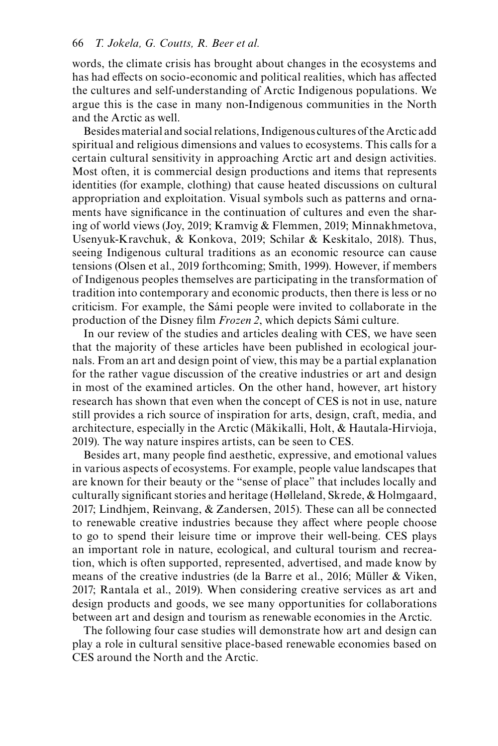words, the climate crisis has brought about changes in the ecosystems and has had effects on socio-economic and political realities, which has affected the cultures and self-understanding of Arctic Indigenous populations. We argue this is the case in many non-Indigenous communities in the North and the Arctic as well.

Besides material and social relations, Indigenous cultures of the Arctic add spiritual and religious dimensions and values to ecosystems. This calls for a certain cultural sensitivity in approaching Arctic art and design activities. Most often, it is commercial design productions and items that represents identities (for example, clothing) that cause heated discussions on cultural appropriation and exploitation. Visual symbols such as patterns and ornaments have significance in the continuation of cultures and even the sharing of world views (Joy, 2019; Kramvig & Flemmen, 2019; Minnakhmetova, Usenyuk-Kravchuk, & Konkova, 2019; Schilar & Keskitalo, 2018). Thus, seeing Indigenous cultural traditions as an economic resource can cause tensions (Olsen et al., 2019 forthcoming; Smith, 1999). However, if members of Indigenous peoples themselves are participating in the transformation of tradition into contemporary and economic products, then there is less or no criticism. For example, the Sámi people were invited to collaborate in the production of the Disney film *Frozen 2*, which depicts Sámi culture.

In our review of the studies and articles dealing with CES, we have seen that the majority of these articles have been published in ecological journals. From an art and design point of view, this may be a partial explanation for the rather vague discussion of the creative industries or art and design in most of the examined articles. On the other hand, however, art history research has shown that even when the concept of CES is not in use, nature still provides a rich source of inspiration for arts, design, craft, media, and architecture, especially in the Arctic (Mäkikalli, Holt, & Hautala-Hirvioja, 2019). The way nature inspires artists, can be seen to CES.

Besides art, many people find aesthetic, expressive, and emotional values in various aspects of ecosystems. For example, people value landscapes that are known for their beauty or the "sense of place" that includes locally and culturally significant stories and heritage (Hølleland, Skrede, & Holmgaard, 2017; Lindhjem, Reinvang, & Zandersen, 2015). These can all be connected to renewable creative industries because they affect where people choose to go to spend their leisure time or improve their well-being. CES plays an important role in nature, ecological, and cultural tourism and recreation, which is often supported, represented, advertised, and made know by means of the creative industries (de la Barre et al., 2016; Müller & Viken, 2017; Rantala et al., 2019). When considering creative services as art and design products and goods, we see many opportunities for collaborations between art and design and tourism as renewable economies in the Arctic.

The following four case studies will demonstrate how art and design can play a role in cultural sensitive place-based renewable economies based on CES around the North and the Arctic.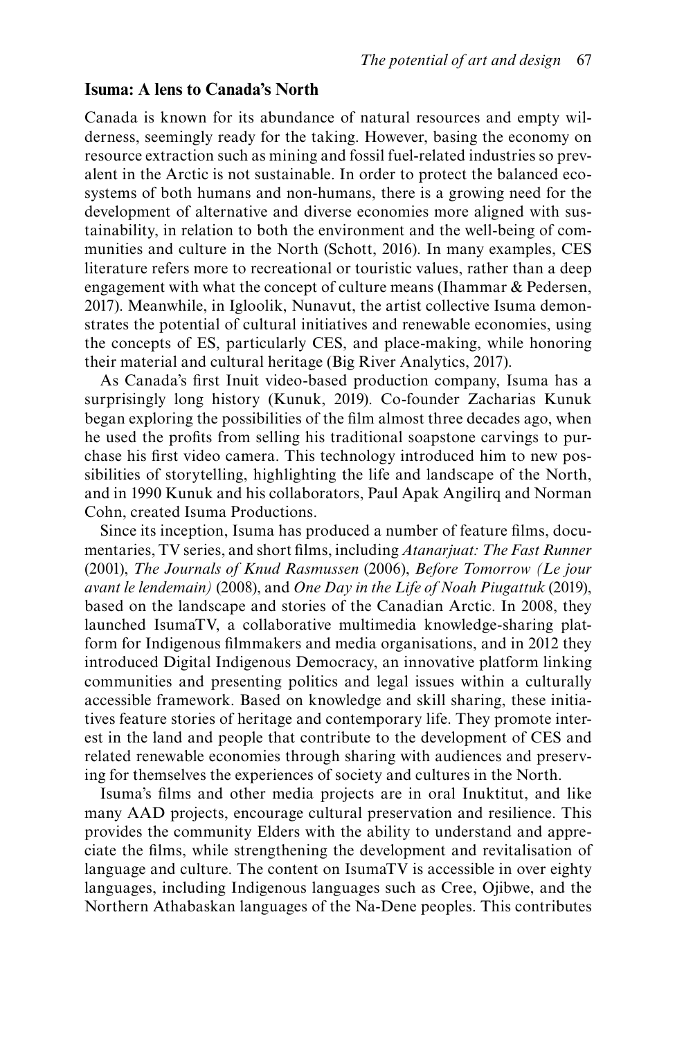## Isuma: A lens to Canada's North

Canada is known for its abundance of natural resources and empty wilderness, seemingly ready for the taking. However, basing the economy on resource extraction such as mining and fossil fuel-related industries so prevalent in the Arctic is not sustainable. In order to protect the balanced ecosystems of both humans and non-humans, there is a growing need for the development of alternative and diverse economies more aligned with sustainability, in relation to both the environment and the well-being of communities and culture in the North (Schott, 2016). In many examples, CES literature refers more to recreational or touristic values, rather than a deep engagement with what the concept of culture means (Ihammar & Pedersen, 2017). Meanwhile, in Igloolik, Nunavut, the artist collective Isuma demonstrates the potential of cultural initiatives and renewable economies, using the concepts of ES, particularly CES, and place-making, while honoring their material and cultural heritage (Big River Analytics, 2017).

As Canada's first Inuit video-based production company, Isuma has a surprisingly long history (Kunuk, 2019). Co-founder Zacharias Kunuk began exploring the possibilities of the film almost three decades ago, when he used the profits from selling his traditional soapstone carvings to purchase his first video camera. This technology introduced him to new possibilities of storytelling, highlighting the life and landscape of the North, and in 1990 Kunuk and his collaborators, Paul Apak Angilirq and Norman Cohn, created Isuma Productions.

Since its inception, Isuma has produced a number of feature films, documentaries, TV series, and short films, including *Atanarjuat: The Fast Runner* (2001), *The Journals of Knud Rasmussen* (2006), *Before Tomorrow (Le jour avant le lendemain)* (2008), and *One Day in the Life of Noah Piugattuk* (2019), based on the landscape and stories of the Canadian Arctic. In 2008, they launched IsumaTV, a collaborative multimedia knowledge-sharing platform for Indigenous filmmakers and media organisations, and in 2012 they introduced Digital Indigenous Democracy, an innovative platform linking communities and presenting politics and legal issues within a culturally accessible framework. Based on knowledge and skill sharing, these initiatives feature stories of heritage and contemporary life. They promote interest in the land and people that contribute to the development of CES and related renewable economies through sharing with audiences and preserving for themselves the experiences of society and cultures in the North.

Isuma's films and other media projects are in oral Inuktitut, and like many AAD projects, encourage cultural preservation and resilience. This provides the community Elders with the ability to understand and appreciate the films, while strengthening the development and revitalisation of language and culture. The content on IsumaTV is accessible in over eighty languages, including Indigenous languages such as Cree, Ojibwe, and the Northern Athabaskan languages of the Na-Dene peoples. This contributes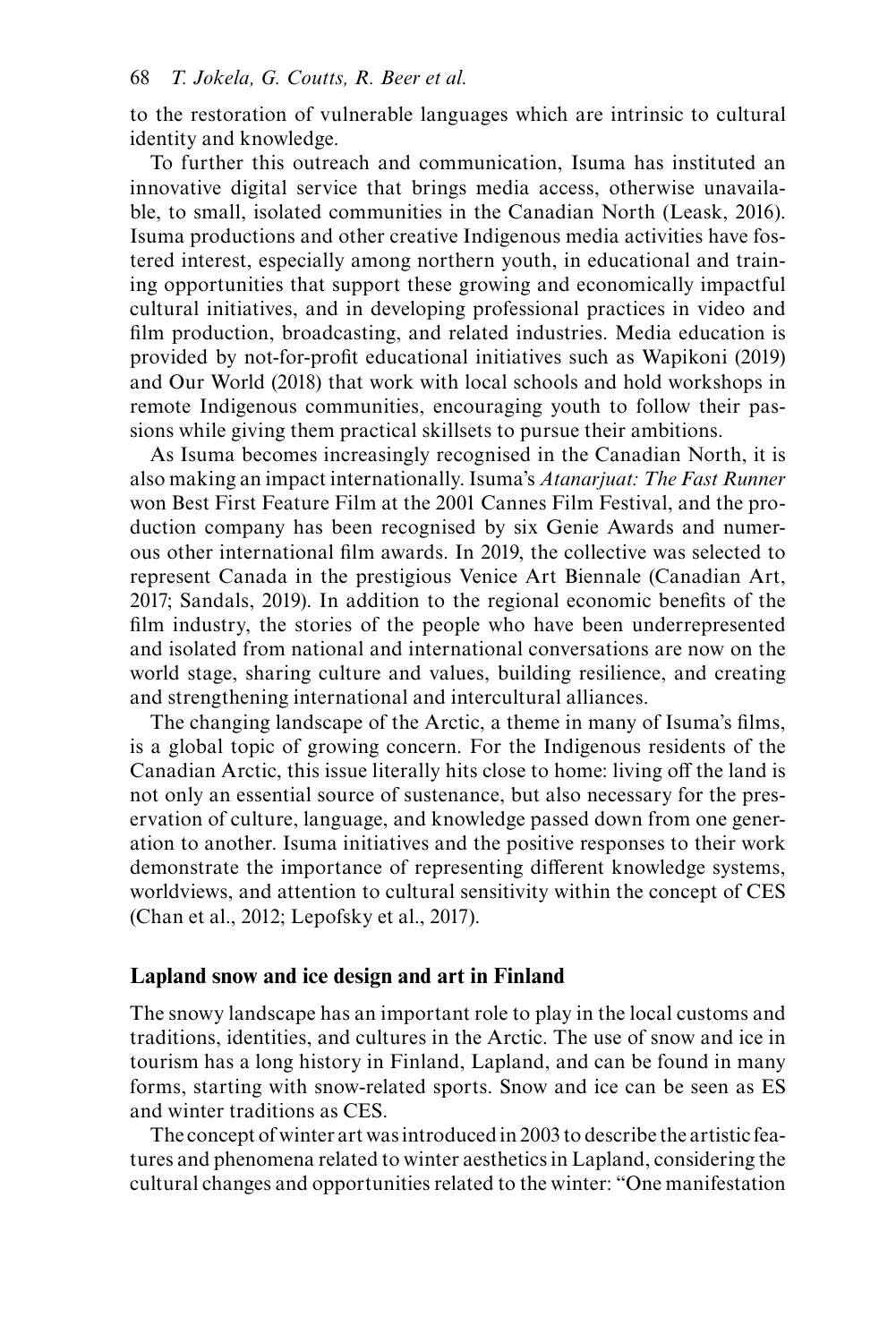to the restoration of vulnerable languages which are intrinsic to cultural identity and knowledge.

To further this outreach and communication, Isuma has instituted an innovative digital service that brings media access, otherwise unavailable, to small, isolated communities in the Canadian North (Leask, 2016). Isuma productions and other creative Indigenous media activities have fostered interest, especially among northern youth, in educational and training opportunities that support these growing and economically impactful cultural initiatives, and in developing professional practices in video and film production, broadcasting, and related industries. Media education is provided by not-for-profit educational initiatives such as Wapikoni (2019) and Our World (2018) that work with local schools and hold workshops in remote Indigenous communities, encouraging youth to follow their passions while giving them practical skillsets to pursue their ambitions.

As Isuma becomes increasingly recognised in the Canadian North, it is also making an impact internationally. Isuma's *Atanarjuat: The Fast Runner* won Best First Feature Film at the 2001 Cannes Film Festival, and the production company has been recognised by six Genie Awards and numerous other international film awards. In 2019, the collective was selected to represent Canada in the prestigious Venice Art Biennale (Canadian Art, 2017; Sandals, 2019). In addition to the regional economic benefits of the film industry, the stories of the people who have been underrepresented and isolated from national and international conversations are now on the world stage, sharing culture and values, building resilience, and creating and strengthening international and intercultural alliances.

The changing landscape of the Arctic, a theme in many of Isuma's films, is a global topic of growing concern. For the Indigenous residents of the Canadian Arctic, this issue literally hits close to home: living off the land is not only an essential source of sustenance, but also necessary for the preservation of culture, language, and knowledge passed down from one generation to another. Isuma initiatives and the positive responses to their work demonstrate the importance of representing different knowledge systems, worldviews, and attention to cultural sensitivity within the concept of CES (Chan et al., 2012; Lepofsky et al., 2017).

## Lapland snow and ice design and art in Finland

The snowy landscape has an important role to play in the local customs and traditions, identities, and cultures in the Arctic. The use of snow and ice in tourism has a long history in Finland, Lapland, and can be found in many forms, starting with snow-related sports. Snow and ice can be seen as ES and winter traditions as CES.

The concept of winter art was introduced in 2003 to describe the artistic features and phenomena related to winter aesthetics in Lapland, considering the cultural changes and opportunities related to the winter: "One manifestation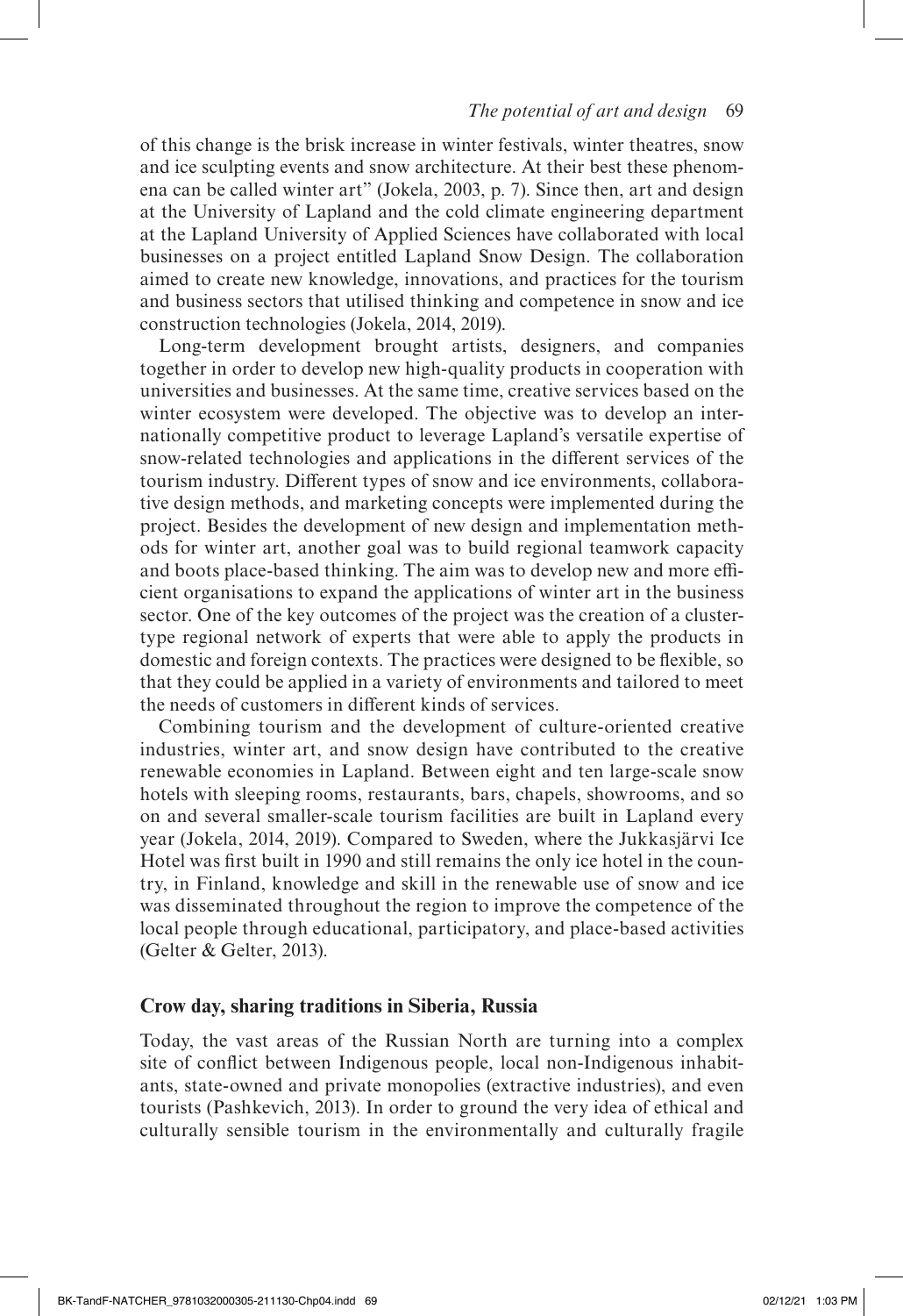of this change is the brisk increase in winter festivals, winter theatres, snow and ice sculpting events and snow architecture. At their best these phenomena can be called winter art" (Jokela, 2003, p. 7). Since then, art and design at the University of Lapland and the cold climate engineering department at the Lapland University of Applied Sciences have collaborated with local businesses on a project entitled Lapland Snow Design. The collaboration aimed to create new knowledge, innovations, and practices for the tourism and business sectors that utilised thinking and competence in snow and ice construction technologies (Jokela, 2014, 2019).

Long-term development brought artists, designers, and companies together in order to develop new high-quality products in cooperation with universities and businesses. At the same time, creative services based on the winter ecosystem were developed. The objective was to develop an internationally competitive product to leverage Lapland's versatile expertise of snow-related technologies and applications in the different services of the tourism industry. Different types of snow and ice environments, collaborative design methods, and marketing concepts were implemented during the project. Besides the development of new design and implementation methods for winter art, another goal was to build regional teamwork capacity and boots place-based thinking. The aim was to develop new and more efficient organisations to expand the applications of winter art in the business sector. One of the key outcomes of the project was the creation of a cluster-type regional network of experts that were able to apply the products in domestic and foreign contexts. The practices were designed to be flexible, so that they could be applied in a variety of environments and tailored to meet the needs of customers in different kinds of services.

Combining tourism and the development of culture-oriented creative industries, winter art, and snow design have contributed to the creative renewable economies in Lapland. Between eight and ten large-scale snow hotels with sleeping rooms, restaurants, bars, chapels, showrooms, and so on and several smaller-scale tourism facilities are built in Lapland every year (Jokela, 2014, 2019). Compared to Sweden, where the Jukkasjärvi Ice Hotel was first built in 1990 and still remains the only ice hotel in the country, in Finland, knowledge and skill in the renewable use of snow and ice was disseminated throughout the region to improve the competence of the local people through educational, participatory, and place-based activities (Gelter & Gelter, 2013).

## Crow day, sharing traditions in Siberia, Russia

Today, the vast areas of the Russian North are turning into a complex site of conflict between Indigenous people, local non-Indigenous inhabitants, state-owned and private monopolies (extractive industries), and even tourists (Pashkevich, 2013). In order to ground the very idea of ethical and culturally sensible tourism in the environmentally and culturally fragile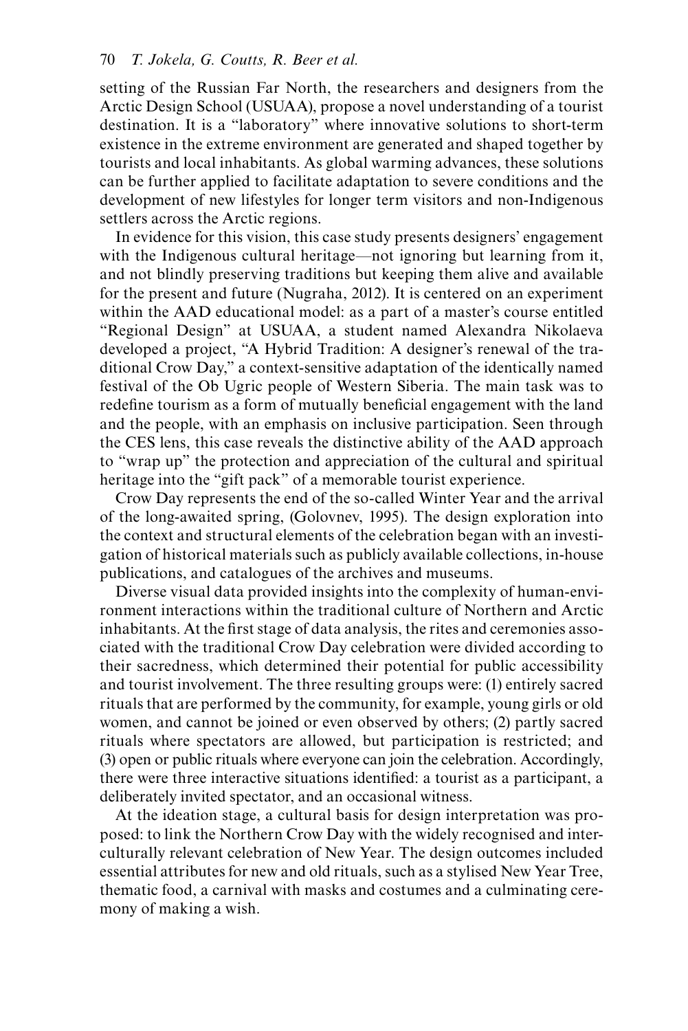setting of the Russian Far North, the researchers and designers from the Arctic Design School (USUAA), propose a novel understanding of a tourist destination. It is a "laboratory" where innovative solutions to short-term existence in the extreme environment are generated and shaped together by tourists and local inhabitants. As global warming advances, these solutions can be further applied to facilitate adaptation to severe conditions and the development of new lifestyles for longer term visitors and non-Indigenous settlers across the Arctic regions.

In evidence for this vision, this case study presents designers' engagement with the Indigenous cultural heritage—not ignoring but learning from it, and not blindly preserving traditions but keeping them alive and available for the present and future (Nugraha, 2012). It is centered on an experiment within the AAD educational model: as a part of a master's course entitled "Regional Design" at USUAA, a student named Alexandra Nikolaeva developed a project, "A Hybrid Tradition: A designer's renewal of the traditional Crow Day," a context-sensitive adaptation of the identically named festival of the Ob Ugric people of Western Siberia. The main task was to redefine tourism as a form of mutually beneficial engagement with the land and the people, with an emphasis on inclusive participation. Seen through the CES lens, this case reveals the distinctive ability of the AAD approach to "wrap up" the protection and appreciation of the cultural and spiritual heritage into the "gift pack" of a memorable tourist experience.

Crow Day represents the end of the so-called Winter Year and the arrival of the long-awaited spring, (Golovnev, 1995). The design exploration into the context and structural elements of the celebration began with an investigation of historical materials such as publicly available collections, in-house publications, and catalogues of the archives and museums.

Diverse visual data provided insights into the complexity of human-environment interactions within the traditional culture of Northern and Arctic inhabitants. At the first stage of data analysis, the rites and ceremonies associated with the traditional Crow Day celebration were divided according to their sacredness, which determined their potential for public accessibility and tourist involvement. The three resulting groups were: (1) entirely sacred rituals that are performed by the community, for example, young girls or old women, and cannot be joined or even observed by others; (2) partly sacred rituals where spectators are allowed, but participation is restricted; and (3) open or public rituals where everyone can join the celebration. Accordingly, there were three interactive situations identified: a tourist as a participant, a deliberately invited spectator, and an occasional witness.

At the ideation stage, a cultural basis for design interpretation was proposed: to link the Northern Crow Day with the widely recognised and interculturally relevant celebration of New Year. The design outcomes included essential attributes for new and old rituals, such as a stylised New Year Tree, thematic food, a carnival with masks and costumes and a culminating ceremony of making a wish.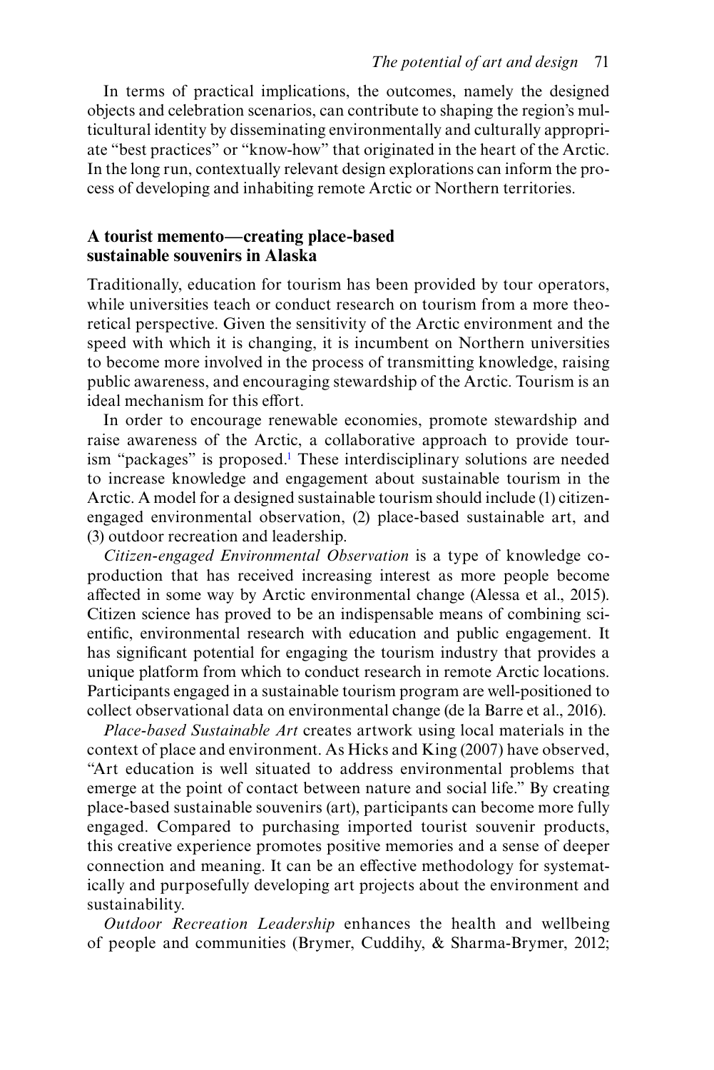In terms of practical implications, the outcomes, namely the designed objects and celebration scenarios, can contribute to shaping the region's multicultural identity by disseminating environmentally and culturally appropriate "best practices" or "know-how" that originated in the heart of the Arctic. In the long run, contextually relevant design explorations can inform the process of developing and inhabiting remote Arctic or Northern territories.

## A tourist memento—creating place-based sustainable souvenirs in Alaska

Traditionally, education for tourism has been provided by tour operators, while universities teach or conduct research on tourism from a more theoretical perspective. Given the sensitivity of the Arctic environment and the speed with which it is changing, it is incumbent on Northern universities to become more involved in the process of transmitting knowledge, raising public awareness, and encouraging stewardship of the Arctic. Tourism is an ideal mechanism for this effort.

In order to encourage renewable economies, promote stewardship and raise awareness of the Arctic, a collaborative approach to provide tourism "packages" is proposed.[1] These interdisciplinary solutions are needed to increase knowledge and engagement about sustainable tourism in the Arctic. A model for a designed sustainable tourism should include (1) citizen-engaged environmental observation, (2) place-based sustainable art, and (3) outdoor recreation and leadership.

*Citizen-engaged Environmental Observation* is a type of knowledge co-production that has received increasing interest as more people become affected in some way by Arctic environmental change (Alessa et al., 2015). Citizen science has proved to be an indispensable means of combining scientific, environmental research with education and public engagement. It has significant potential for engaging the tourism industry that provides a unique platform from which to conduct research in remote Arctic locations. Participants engaged in a sustainable tourism program are well-positioned to collect observational data on environmental change (de la Barre et al., 2016).

*Place-based Sustainable Art* creates artwork using local materials in the context of place and environment. As Hicks and King (2007) have observed, "Art education is well situated to address environmental problems that emerge at the point of contact between nature and social life." By creating place-based sustainable souvenirs (art), participants can become more fully engaged. Compared to purchasing imported tourist souvenir products, this creative experience promotes positive memories and a sense of deeper connection and meaning. It can be an effective methodology for systematically and purposefully developing art projects about the environment and sustainability.

*Outdoor Recreation Leadership* enhances the health and wellbeing of people and communities (Brymer, Cuddihy, & Sharma-Brymer, 2012;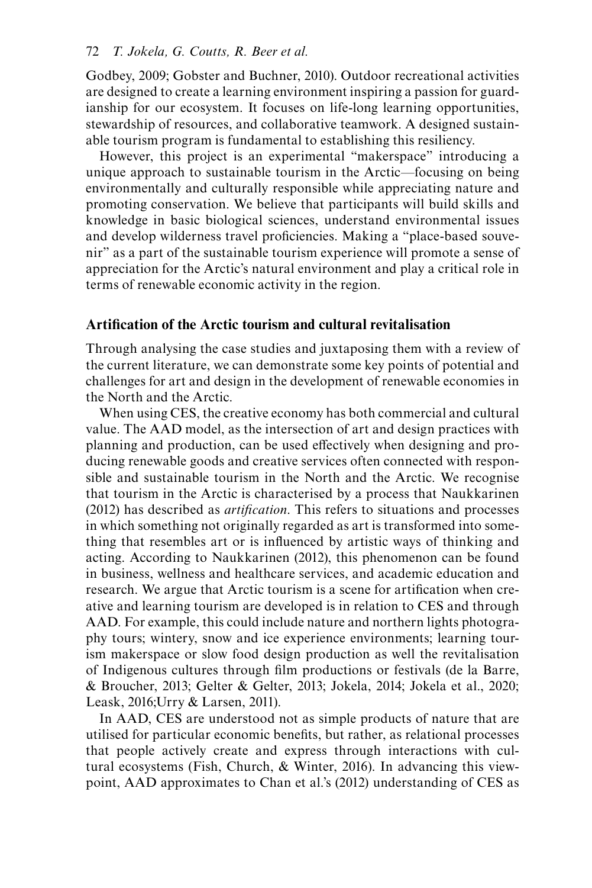Godbey, 2009; Gobster and Buchner, 2010). Outdoor recreational activities are designed to create a learning environment inspiring a passion for guardianship for our ecosystem. It focuses on life-long learning opportunities, stewardship of resources, and collaborative teamwork. A designed sustainable tourism program is fundamental to establishing this resiliency.

However, this project is an experimental "makerspace" introducing a unique approach to sustainable tourism in the Arctic—focusing on being environmentally and culturally responsible while appreciating nature and promoting conservation. We believe that participants will build skills and knowledge in basic biological sciences, understand environmental issues and develop wilderness travel proficiencies. Making a "place-based souvenir" as a part of the sustainable tourism experience will promote a sense of appreciation for the Arctic's natural environment and play a critical role in terms of renewable economic activity in the region.

## Artification of the Arctic tourism and cultural revitalisation

Through analysing the case studies and juxtaposing them with a review of the current literature, we can demonstrate some key points of potential and challenges for art and design in the development of renewable economies in the North and the Arctic.

When using CES, the creative economy has both commercial and cultural value. The AAD model, as the intersection of art and design practices with planning and production, can be used effectively when designing and producing renewable goods and creative services often connected with responsible and sustainable tourism in the North and the Arctic. We recognise that tourism in the Arctic is characterised by a process that Naukkarinen (2012) has described as *artification*. This refers to situations and processes in which something not originally regarded as art is transformed into something that resembles art or is influenced by artistic ways of thinking and acting. According to Naukkarinen (2012), this phenomenon can be found in business, wellness and healthcare services, and academic education and research. We argue that Arctic tourism is a scene for artification when creative and learning tourism are developed is in relation to CES and through AAD. For example, this could include nature and northern lights photography tours; wintery, snow and ice experience environments; learning tourism makerspace or slow food design production as well the revitalisation of Indigenous cultures through film productions or festivals (de la Barre, & Broucher, 2013; Gelter & Gelter, 2013; Jokela, 2014; Jokela et al., 2020; Leask, 2016;Urry & Larsen, 2011).

In AAD, CES are understood not as simple products of nature that are utilised for particular economic benefits, but rather, as relational processes that people actively create and express through interactions with cultural ecosystems (Fish, Church, & Winter, 2016). In advancing this viewpoint, AAD approximates to Chan et al.'s (2012) understanding of CES as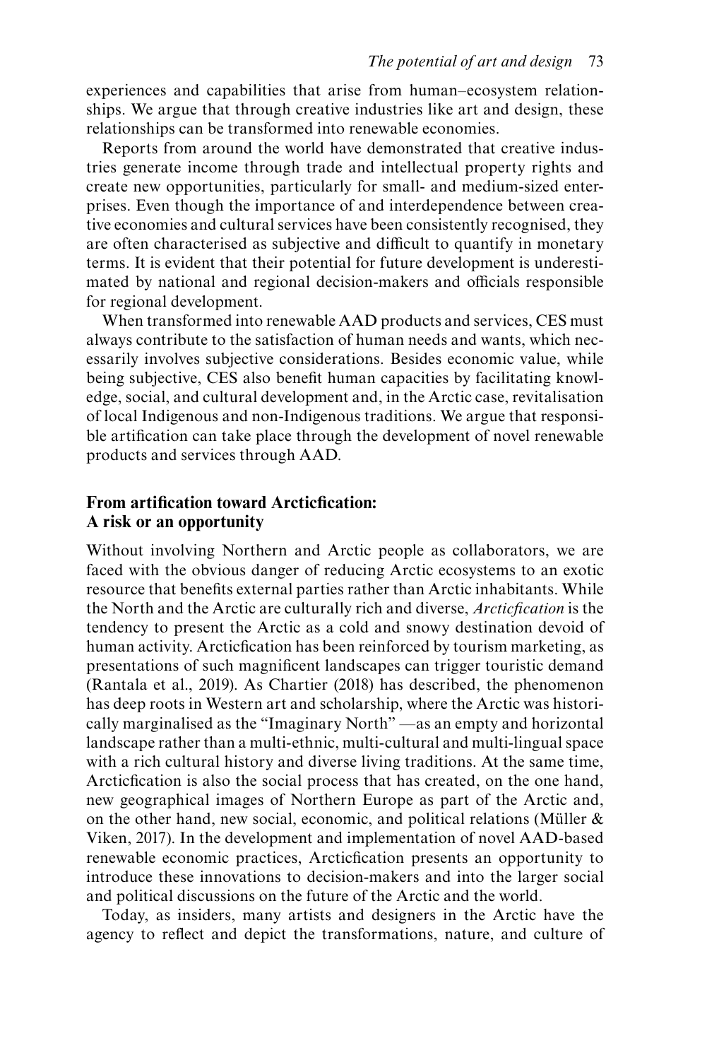experiences and capabilities that arise from human–ecosystem relationships. We argue that through creative industries like art and design, these relationships can be transformed into renewable economies.

Reports from around the world have demonstrated that creative industries generate income through trade and intellectual property rights and create new opportunities, particularly for small- and medium-sized enterprises. Even though the importance of and interdependence between creative economies and cultural services have been consistently recognised, they are often characterised as subjective and difficult to quantify in monetary terms. It is evident that their potential for future development is underestimated by national and regional decision-makers and officials responsible for regional development.

When transformed into renewable AAD products and services, CES must always contribute to the satisfaction of human needs and wants, which necessarily involves subjective considerations. Besides economic value, while being subjective, CES also benefit human capacities by facilitating knowledge, social, and cultural development and, in the Arctic case, revitalisation of local Indigenous and non-Indigenous traditions. We argue that responsible artification can take place through the development of novel renewable products and services through AAD.

## From artification toward Arcticfication: A risk or an opportunity

Without involving Northern and Arctic people as collaborators, we are faced with the obvious danger of reducing Arctic ecosystems to an exotic resource that benefits external parties rather than Arctic inhabitants. While the North and the Arctic are culturally rich and diverse, *Arcticfication* is the tendency to present the Arctic as a cold and snowy destination devoid of human activity. Arcticfication has been reinforced by tourism marketing, as presentations of such magnificent landscapes can trigger touristic demand (Rantala et al., 2019). As Chartier (2018) has described, the phenomenon has deep roots in Western art and scholarship, where the Arctic was historically marginalised as the "Imaginary North" —as an empty and horizontal landscape rather than a multi-ethnic, multi-cultural and multi-lingual space with a rich cultural history and diverse living traditions. At the same time, Arcticfication is also the social process that has created, on the one hand, new geographical images of Northern Europe as part of the Arctic and, on the other hand, new social, economic, and political relations (Müller & Viken, 2017). In the development and implementation of novel AAD-based renewable economic practices, Arcticfication presents an opportunity to introduce these innovations to decision-makers and into the larger social and political discussions on the future of the Arctic and the world.

Today, as insiders, many artists and designers in the Arctic have the agency to reflect and depict the transformations, nature, and culture of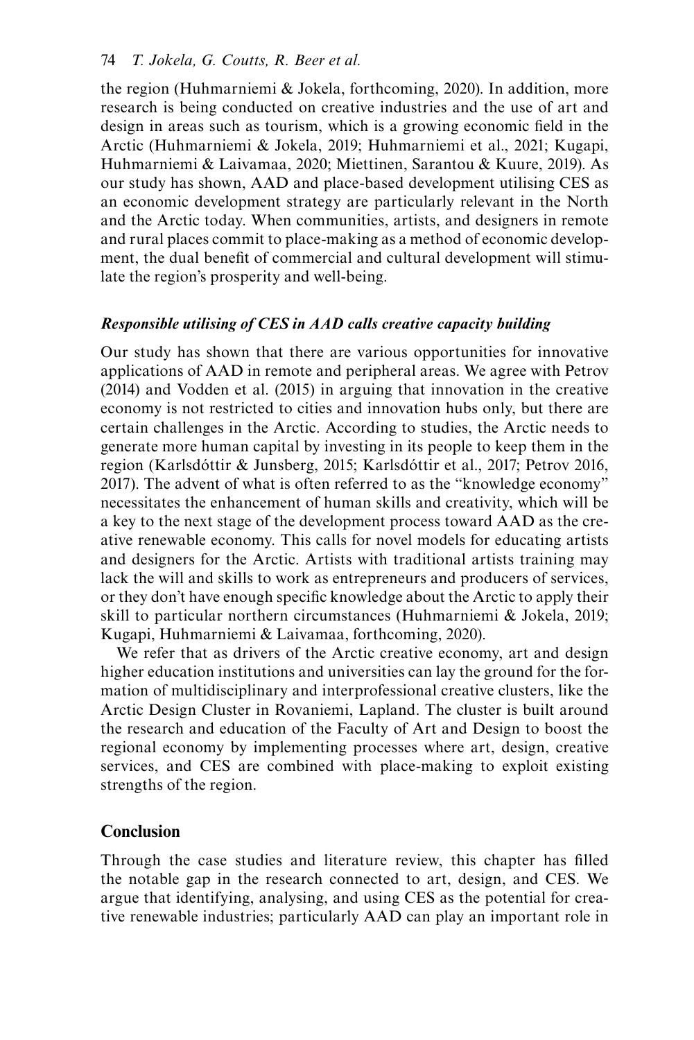the region (Huhmarniemi & Jokela, forthcoming, 2020). In addition, more research is being conducted on creative industries and the use of art and design in areas such as tourism, which is a growing economic field in the Arctic (Huhmarniemi & Jokela, 2019; Huhmarniemi et al., 2021; Kugapi, Huhmarniemi & Laivamaa, 2020; Miettinen, Sarantou & Kuure, 2019). As our study has shown, AAD and place-based development utilising CES as an economic development strategy are particularly relevant in the North and the Arctic today. When communities, artists, and designers in remote and rural places commit to place-making as a method of economic development, the dual benefit of commercial and cultural development will stimulate the region's prosperity and well-being.

### *Responsible utilising of CES in AAD calls creative capacity building*

Our study has shown that there are various opportunities for innovative applications of AAD in remote and peripheral areas. We agree with Petrov (2014) and Vodden et al. (2015) in arguing that innovation in the creative economy is not restricted to cities and innovation hubs only, but there are certain challenges in the Arctic. According to studies, the Arctic needs to generate more human capital by investing in its people to keep them in the region (Karlsdóttir & Junsberg, 2015; Karlsdóttir et al., 2017; Petrov 2016, 2017). The advent of what is often referred to as the "knowledge economy" necessitates the enhancement of human skills and creativity, which will be a key to the next stage of the development process toward AAD as the creative renewable economy. This calls for novel models for educating artists and designers for the Arctic. Artists with traditional artists training may lack the will and skills to work as entrepreneurs and producers of services, or they don't have enough specific knowledge about the Arctic to apply their skill to particular northern circumstances (Huhmarniemi & Jokela, 2019; Kugapi, Huhmarniemi & Laivamaa, forthcoming, 2020).

We refer that as drivers of the Arctic creative economy, art and design higher education institutions and universities can lay the ground for the formation of multidisciplinary and interprofessional creative clusters, like the Arctic Design Cluster in Rovaniemi, Lapland. The cluster is built around the research and education of the Faculty of Art and Design to boost the regional economy by implementing processes where art, design, creative services, and CES are combined with place-making to exploit existing strengths of the region.

## Conclusion

Through the case studies and literature review, this chapter has filled the notable gap in the research connected to art, design, and CES. We argue that identifying, analysing, and using CES as the potential for creative renewable industries; particularly AAD can play an important role in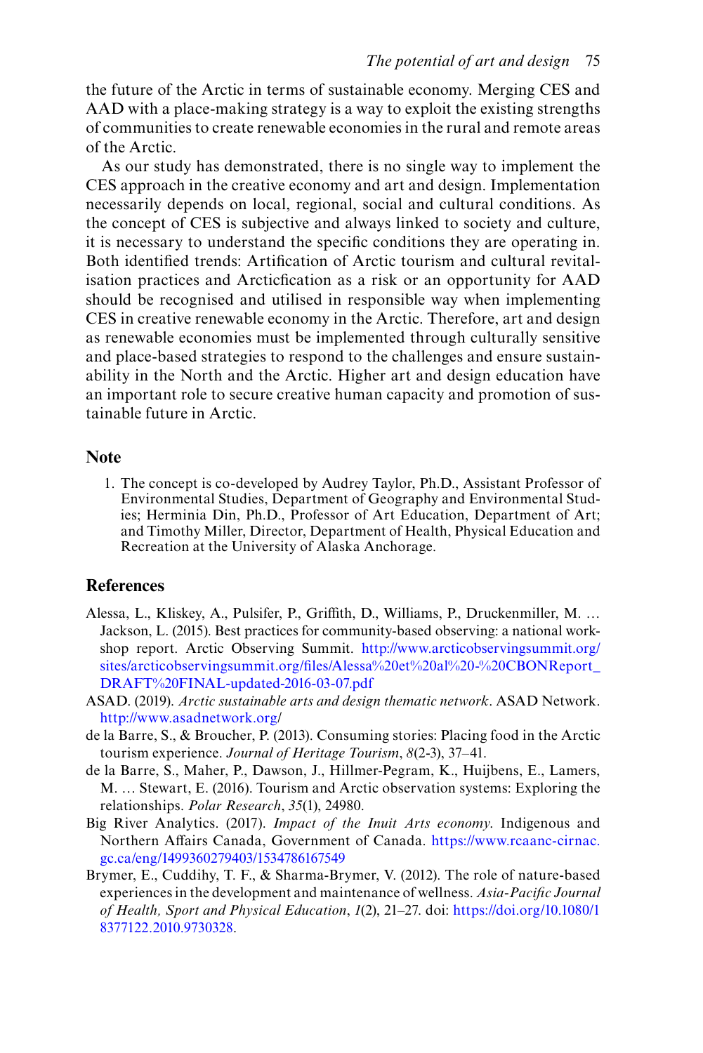the future of the Arctic in terms of sustainable economy. Merging CES and AAD with a place-making strategy is a way to exploit the existing strengths of communities to create renewable economies in the rural and remote areas of the Arctic.

As our study has demonstrated, there is no single way to implement the CES approach in the creative economy and art and design. Implementation necessarily depends on local, regional, social and cultural conditions. As the concept of CES is subjective and always linked to society and culture, it is necessary to understand the specific conditions they are operating in. Both identified trends: Artification of Arctic tourism and cultural revitalisation practices and Arcticfication as a risk or an opportunity for AAD should be recognised and utilised in responsible way when implementing CES in creative renewable economy in the Arctic. Therefore, art and design as renewable economies must be implemented through culturally sensitive and place-based strategies to respond to the challenges and ensure sustainability in the North and the Arctic. Higher art and design education have an important role to secure creative human capacity and promotion of sustainable future in Arctic.

## Note

1. The concept is co-developed by Audrey Taylor, Ph.D., Assistant Professor of Environmental Studies, Department of Geography and Environmental Studies; Herminia Din, Ph.D., Professor of Art Education, Department of Art; and Timothy Miller, Director, Department of Health, Physical Education and Recreation at the University of Alaska Anchorage.

## References

Alessa, L., Kliskey, A., Pulsifer, P., Griffith, D., Williams, P., Druckenmiller, M. … Jackson, L. (2015). Best practices for community-based observing: a national workshop report. Arctic Observing Summit. http://www.arcticobservingsummit.org/sites/arcticobservingsummit.org/files/Alessa%20et%20al%20-%20CBONReport_DRAFT%20FINAL-updated-2016-03-07.pdf

ASAD. (2019). *Arctic sustainable arts and design thematic network*. ASAD Network. http://www.asadnetwork.org/

de la Barre, S., & Broucher, P. (2013). Consuming stories: Placing food in the Arctic tourism experience. *Journal of Heritage Tourism*, *8*(2-3), 37–41.

de la Barre, S., Maher, P., Dawson, J., Hillmer-Pegram, K., Huijbens, E., Lamers, M. … Stewart, E. (2016). Tourism and Arctic observation systems: Exploring the relationships. *Polar Research*, *35*(1), 24980.

Big River Analytics. (2017). *Impact of the Inuit Arts economy*. Indigenous and Northern Affairs Canada, Government of Canada. https://www.rcaanc-cirnac.gc.ca/eng/1499360279403/1534786167549

Brymer, E., Cuddihy, T. F., & Sharma-Brymer, V. (2012). The role of nature-based experiences in the development and maintenance of wellness. *Asia-Pacific Journal of Health, Sport and Physical Education*, *1*(2), 21–27. doi: https://doi.org/10.1080/18377122.2010.9730328.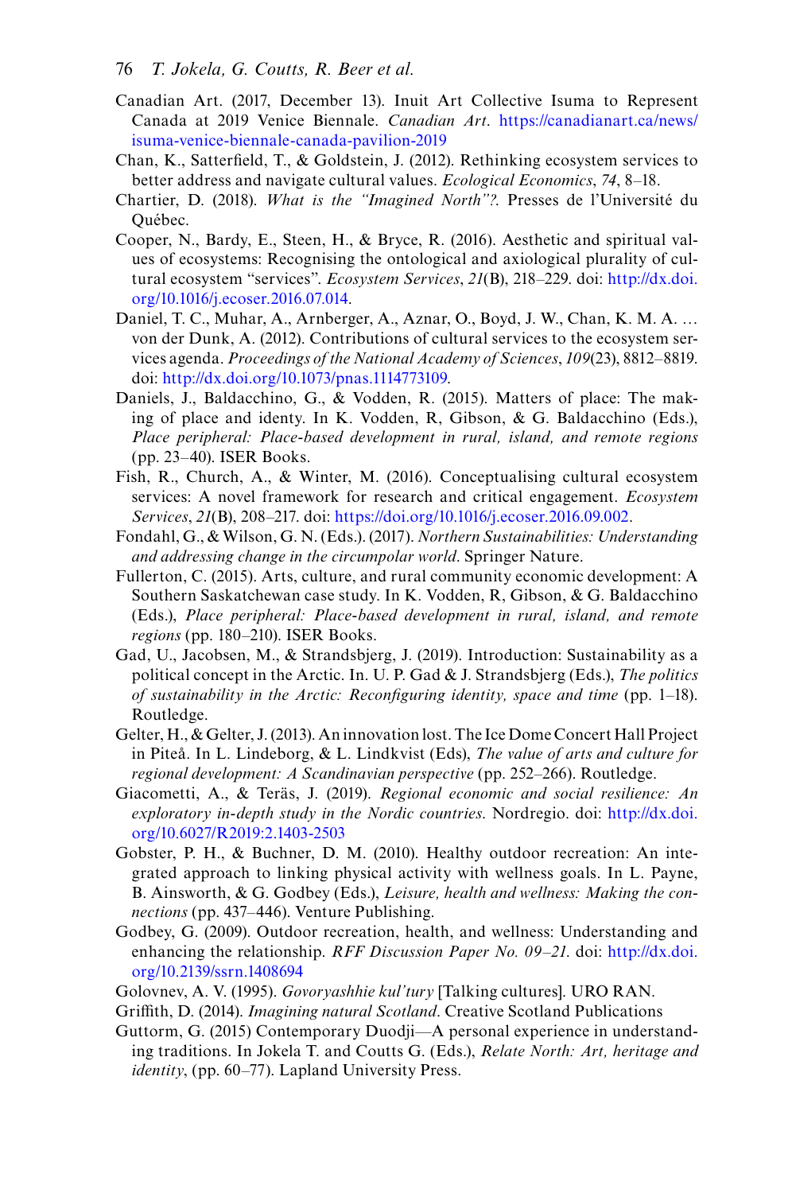Canadian Art. (2017, December 13). Inuit Art Collective Isuma to Represent Canada at 2019 Venice Biennale. *Canadian Art*. https://canadianart.ca/news/isuma-venice-biennale-canada-pavilion-2019

Chan, K., Satterfield, T., & Goldstein, J. (2012). Rethinking ecosystem services to better address and navigate cultural values. *Ecological Economics*, *74*, 8–18.

Chartier, D. (2018). *What is the "Imagined North"?.* Presses de l'Université du Québec.

Cooper, N., Bardy, E., Steen, H., & Bryce, R. (2016). Aesthetic and spiritual values of ecosystems: Recognising the ontological and axiological plurality of cultural ecosystem "services". *Ecosystem Services*, *21*(B), 218–229. doi: http://dx.doi.org/10.1016/j.ecoser.2016.07.014.

Daniel, T. C., Muhar, A., Arnberger, A., Aznar, O., Boyd, J. W., Chan, K. M. A. … von der Dunk, A. (2012). Contributions of cultural services to the ecosystem services agenda. *Proceedings of the National Academy of Sciences*, *109*(23), 8812–8819. doi: http://dx.doi.org/10.1073/pnas.1114773109.

Daniels, J., Baldacchino, G., & Vodden, R. (2015). Matters of place: The making of place and identy. In K. Vodden, R, Gibson, & G. Baldacchino (Eds.), *Place peripheral: Place-based development in rural, island, and remote regions* (pp. 23–40). ISER Books.

Fish, R., Church, A., & Winter, M. (2016). Conceptualising cultural ecosystem services: A novel framework for research and critical engagement. *Ecosystem Services*, *21*(B), 208–217. doi: https://doi.org/10.1016/j.ecoser.2016.09.002.

Fondahl, G., & Wilson, G. N. (Eds.). (2017). *Northern Sustainabilities: Understanding and addressing change in the circumpolar world*. Springer Nature.

Fullerton, C. (2015). Arts, culture, and rural community economic development: A Southern Saskatchewan case study. In K. Vodden, R, Gibson, & G. Baldacchino (Eds.), *Place peripheral: Place-based development in rural, island, and remote regions* (pp. 180–210). ISER Books.

Gad, U., Jacobsen, M., & Strandsbjerg, J. (2019). Introduction: Sustainability as a political concept in the Arctic. In. U. P. Gad & J. Strandsbjerg (Eds.), *The politics of sustainability in the Arctic: Reconfiguring identity, space and time* (pp. 1–18). Routledge.

Gelter, H., & Gelter, J. (2013). An innovation lost. The Ice Dome Concert Hall Project in Piteå. In L. Lindeborg, & L. Lindkvist (Eds), *The value of arts and culture for regional development: A Scandinavian perspective* (pp. 252–266). Routledge.

Giacometti, A., & Teräs, J. (2019). *Regional economic and social resilience: An exploratory in-depth study in the Nordic countries*. Nordregio. doi: http://dx.doi.org/10.6027/R2019:2.1403-2503

Gobster, P. H., & Buchner, D. M. (2010). Healthy outdoor recreation: An integrated approach to linking physical activity with wellness goals. In L. Payne, B. Ainsworth, & G. Godbey (Eds.), *Leisure, health and wellness: Making the connections* (pp. 437–446). Venture Publishing.

Godbey, G. (2009). Outdoor recreation, health, and wellness: Understanding and enhancing the relationship. *RFF Discussion Paper No. 09–21*. doi: http://dx.doi.org/10.2139/ssrn.1408694

Golovnev, A. V. (1995). *Govoryashhie kul'tury* [Talking cultures]. URO RAN.

Griffith, D. (2014). *Imagining natural Scotland*. Creative Scotland Publications

Guttorm, G. (2015) Contemporary Duodji—A personal experience in understanding traditions. In Jokela T. and Coutts G. (Eds.), *Relate North: Art, heritage and identity*, (pp. 60–77). Lapland University Press.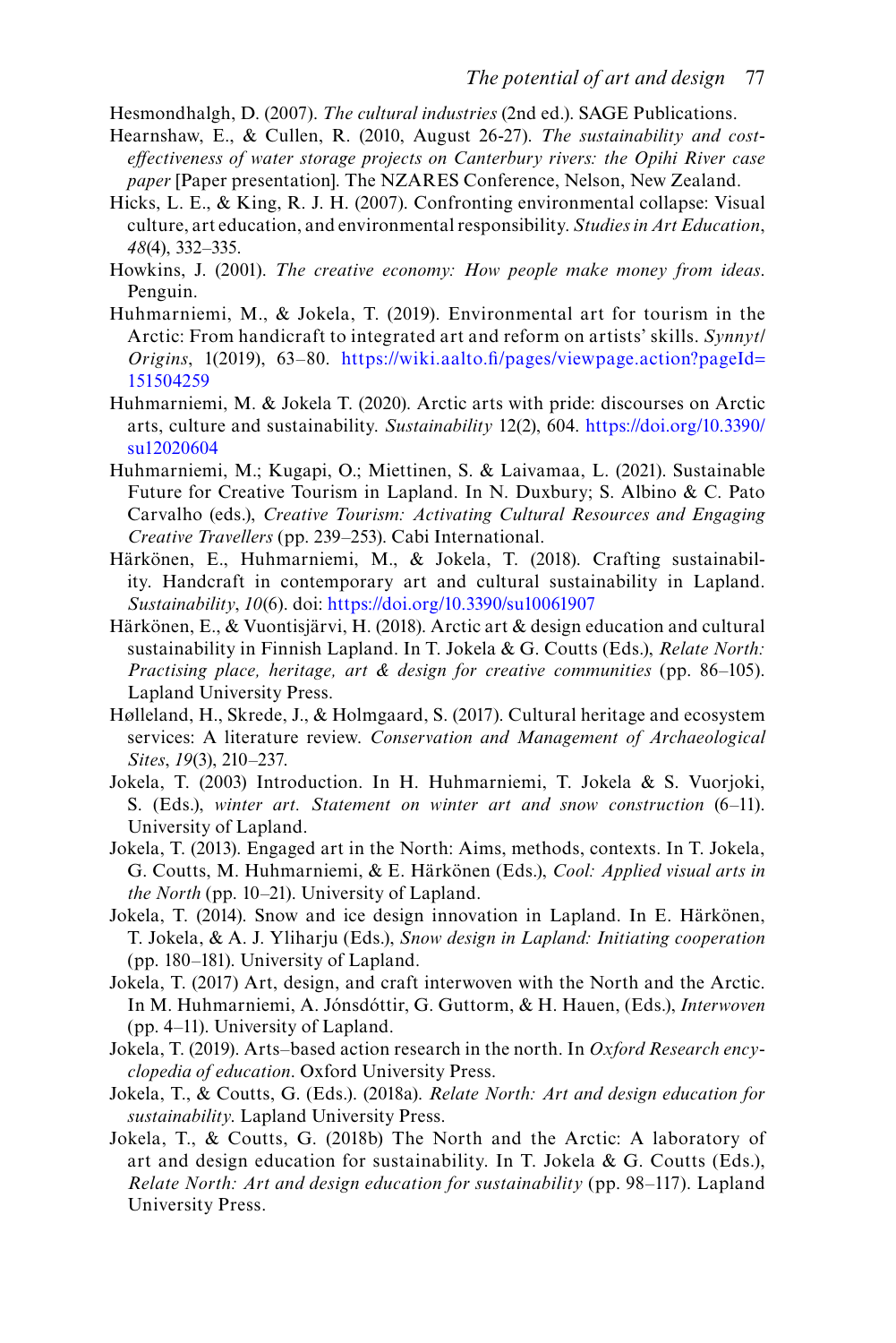Hesmondhalgh, D. (2007). *The cultural industries* (2nd ed.). SAGE Publications.

Hearnshaw, E., & Cullen, R. (2010, August 26-27). *The sustainability and cost-effectiveness of water storage projects on Canterbury rivers: the Opihi River case paper* [Paper presentation]. The NZARES Conference, Nelson, New Zealand.

Hicks, L. E., & King, R. J. H. (2007). Confronting environmental collapse: Visual culture, art education, and environmental responsibility. *Studies in Art Education*, *48*(4), 332–335.

Howkins, J. (2001). *The creative economy: How people make money from ideas*. Penguin.

Huhmarniemi, M., & Jokela, T. (2019). Environmental art for tourism in the Arctic: From handicraft to integrated art and reform on artists' skills. *Synnyt/ Origins*, 1(2019), 63–80. https://wiki.aalto.fi/pages/viewpage.action?pageId=151504259

Huhmarniemi, M. & Jokela T. (2020). Arctic arts with pride: discourses on Arctic arts, culture and sustainability. *Sustainability* 12(2), 604. https://doi.org/10.3390/su12020604

Huhmarniemi, M.; Kugapi, O.; Miettinen, S. & Laivamaa, L. (2021). Sustainable Future for Creative Tourism in Lapland. In N. Duxbury; S. Albino & C. Pato Carvalho (eds.), *Creative Tourism: Activating Cultural Resources and Engaging Creative Travellers* (pp. 239–253). Cabi International.

Härkönen, E., Huhmarniemi, M., & Jokela, T. (2018). Crafting sustainability. Handcraft in contemporary art and cultural sustainability in Lapland. *Sustainability*, *10*(6). doi: https://doi.org/10.3390/su10061907

Härkönen, E., & Vuontisjärvi, H. (2018). Arctic art & design education and cultural sustainability in Finnish Lapland. In T. Jokela & G. Coutts (Eds.), *Relate North: Practising place, heritage, art & design for creative communities* (pp. 86–105). Lapland University Press.

Hølleland, H., Skrede, J., & Holmgaard, S. (2017). Cultural heritage and ecosystem services: A literature review. *Conservation and Management of Archaeological Sites*, *19*(3), 210–237.

Jokela, T. (2003) Introduction. In H. Huhmarniemi, T. Jokela & S. Vuorjoki, S. (Eds.), *winter art. Statement on winter art and snow construction* (6–11). University of Lapland.

Jokela, T. (2013). Engaged art in the North: Aims, methods, contexts. In T. Jokela, G. Coutts, M. Huhmarniemi, & E. Härkönen (Eds.), *Cool: Applied visual arts in the North* (pp. 10–21). University of Lapland.

Jokela, T. (2014). Snow and ice design innovation in Lapland. In E. Härkönen, T. Jokela, & A. J. Yliharju (Eds.), *Snow design in Lapland: Initiating cooperation* (pp. 180–181). University of Lapland.

Jokela, T. (2017) Art, design, and craft interwoven with the North and the Arctic. In M. Huhmarniemi, A. Jónsdóttir, G. Guttorm, & H. Hauen, (Eds.), *Interwoven* (pp. 4–11). University of Lapland.

Jokela, T. (2019). Arts–based action research in the north. In *Oxford Research encyclopedia of education*. Oxford University Press.

Jokela, T., & Coutts, G. (Eds.). (2018a). *Relate North: Art and design education for sustainability*. Lapland University Press.

Jokela, T., & Coutts, G. (2018b) The North and the Arctic: A laboratory of art and design education for sustainability. In T. Jokela & G. Coutts (Eds.), *Relate North: Art and design education for sustainability* (pp. 98–117). Lapland University Press.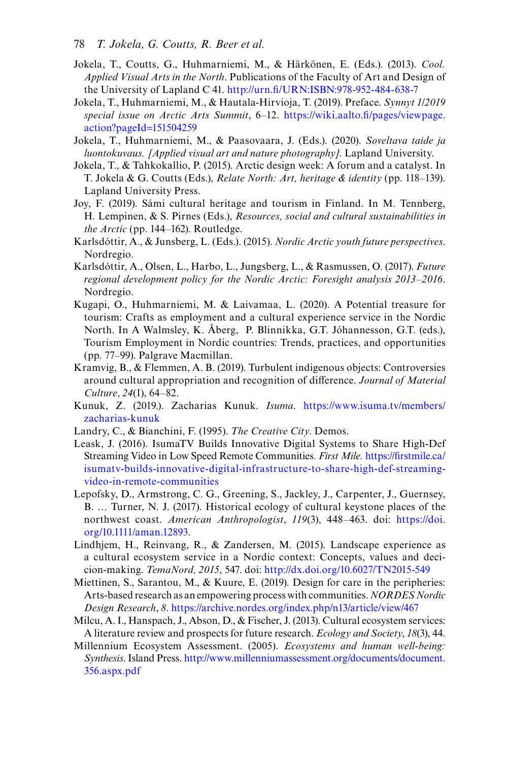Jokela, T., Coutts, G., Huhmarniemi, M., & Härkönen, E. (Eds.). (2013). *Cool. Applied Visual Arts in the North*. Publications of the Faculty of Art and Design of the University of Lapland C 41. http://urn.fi/URN:ISBN:978-952-484-638-7

Jokela, T., Huhmarniemi, M., & Hautala-Hirvioja, T. (2019). Preface. *Synnyt 1/2019 special issue on Arctic Arts Summit*, 6–12. https://wiki.aalto.fi/pages/viewpage.action?pageId=151504259

Jokela, T., Huhmarniemi, M., & Paasovaara, J. (Eds.). (2020). *Soveltava taide ja luontokuvaus. [Applied visual art and nature photography]*. Lapland University.

Jokela, T., & Tahkokallio, P. (2015). Arctic design week: A forum and a catalyst. In T. Jokela & G. Coutts (Eds.), *Relate North: Art, heritage & identity* (pp. 118–139). Lapland University Press.

Joy, F. (2019). Sámi cultural heritage and tourism in Finland. In M. Tennberg, H. Lempinen, & S. Pirnes (Eds.), *Resources, social and cultural sustainabilities in the Arctic* (pp. 144–162). Routledge.

Karlsdóttir, A., & Junsberg, L. (Eds.). (2015). *Nordic Arctic youth future perspectives*. Nordregio.

Karlsdóttir, A., Olsen, L., Harbo, L., Jungsberg, L., & Rasmussen, O. (2017). *Future regional development policy for the Nordic Arctic: Foresight analysis 2013–2016*. Nordregio.

Kugapi, O., Huhmarniemi, M. & Laivamaa, L. (2020). A Potential treasure for tourism: Crafts as employment and a cultural experience service in the Nordic North. In A Walmsley, K. Åberg, P. Blinnikka, G.T. Jóhannesson, G.T. (eds.), Tourism Employment in Nordic countries: Trends, practices, and opportunities (pp. 77–99). Palgrave Macmillan.

Kramvig, B., & Flemmen, A. B. (2019). Turbulent indigenous objects: Controversies around cultural appropriation and recognition of difference. *Journal of Material Culture*, *24*(1), 64–82.

Kunuk, Z. (2019.). Zacharias Kunuk. *Isuma*. https://www.isuma.tv/members/zacharias-kunuk

Landry, C., & Bianchini, F. (1995). *The Creative City*. Demos.

Leask, J. (2016). IsumaTV Builds Innovative Digital Systems to Share High-Def Streaming Video in Low Speed Remote Communities. *First Mile.* https://firstmile.ca/isumatv-builds-innovative-digital-infrastructure-to-share-high-def-streaming-video-in-remote-communities

Lepofsky, D., Armstrong, C. G., Greening, S., Jackley, J., Carpenter, J., Guernsey, B. … Turner, N. J. (2017). Historical ecology of cultural keystone places of the northwest coast. *American Anthropologist*, *119*(3), 448–463. doi: https://doi.org/10.1111/aman.12893.

Lindhjem, H., Reinvang, R., & Zandersen, M. (2015). Landscape experience as a cultural ecosystem service in a Nordic context: Concepts, values and decicion-making. *TemaNord, 2015*, 547. doi: http://dx.doi.org/10.6027/TN2015-549

Miettinen, S., Sarantou, M., & Kuure, E. (2019). Design for care in the peripheries: Arts-based research as an empowering process with communities. *NORDES Nordic Design Research*, *8*. https://archive.nordes.org/index.php/n13/article/view/467

Milcu, A. I., Hanspach, J., Abson, D., & Fischer, J. (2013). Cultural ecosystem services: A literature review and prospects for future research. *Ecology and Society*, *18*(3), 44.

Millennium Ecosystem Assessment. (2005). *Ecosystems and human well-being: Synthesis.* Island Press. http://www.millenniumassessment.org/documents/document.356.aspx.pdf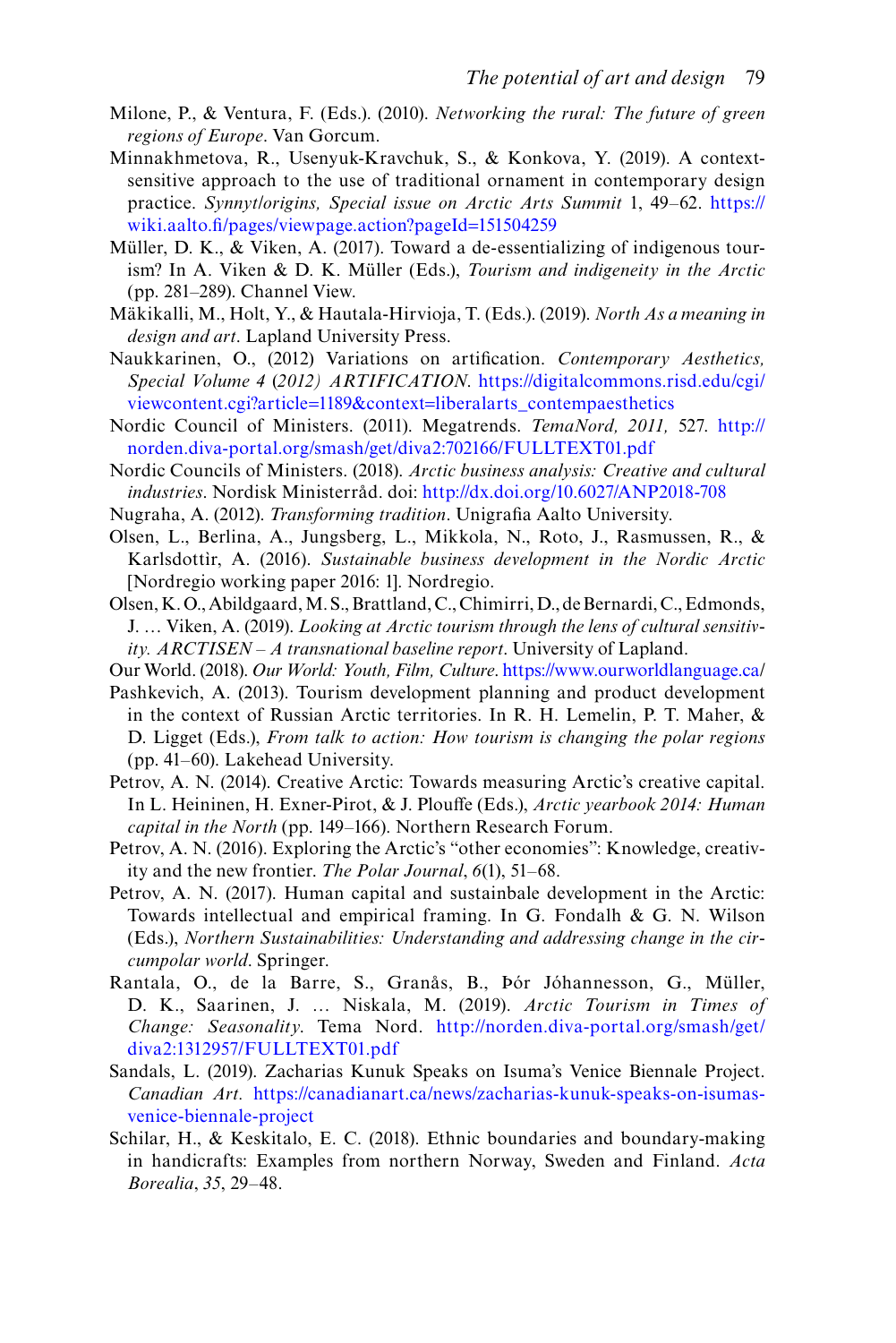Milone, P., & Ventura, F. (Eds.). (2010). *Networking the rural: The future of green regions of Europe*. Van Gorcum.

Minnakhmetova, R., Usenyuk-Kravchuk, S., & Konkova, Y. (2019). A context-sensitive approach to the use of traditional ornament in contemporary design practice. *Synnyt/origins, Special issue on Arctic Arts Summit* 1, 49–62. https://wiki.aalto.fi/pages/viewpage.action?pageId=151504259

Müller, D. K., & Viken, A. (2017). Toward a de-essentializing of indigenous tourism? In A. Viken & D. K. Müller (Eds.), *Tourism and indigeneity in the Arctic* (pp. 281–289). Channel View.

Mäkikalli, M., Holt, Y., & Hautala-Hirvioja, T. (Eds.). (2019). *North As a meaning in design and art*. Lapland University Press.

Naukkarinen, O., (2012) Variations on artification. *Contemporary Aesthetics, Special Volume 4 (2012) ARTIFICATION*. https://digitalcommons.risd.edu/cgi/viewcontent.cgi?article=1189&context=liberalarts_contempaesthetics

Nordic Council of Ministers. (2011). Megatrends. *TemaNord, 2011,* 527. http://norden.diva-portal.org/smash/get/diva2:702166/FULLTEXT01.pdf

Nordic Councils of Ministers. (2018). *Arctic business analysis: Creative and cultural industries*. Nordisk Ministerråd. doi: http://dx.doi.org/10.6027/ANP2018-708

Nugraha, A. (2012). *Transforming tradition*. Unigrafia Aalto University.

Olsen, L., Berlina, A., Jungsberg, L., Mikkola, N., Roto, J., Rasmussen, R., & Karlsdottìr, A. (2016). *Sustainable business development in the Nordic Arctic* [Nordregio working paper 2016: 1]. Nordregio.

Olsen, K. O., Abildgaard, M. S., Brattland, C., Chimirri, D., de Bernardi, C., Edmonds, J. … Viken, A. (2019). *Looking at Arctic tourism through the lens of cultural sensitivity. ARCTISEN – A transnational baseline report*. University of Lapland.

Our World. (2018). *Our World: Youth, Film, Culture*. https://www.ourworldlanguage.ca/

Pashkevich, A. (2013). Tourism development planning and product development in the context of Russian Arctic territories. In R. H. Lemelin, P. T. Maher, & D. Ligget (Eds.), *From talk to action: How tourism is changing the polar regions* (pp. 41–60). Lakehead University.

Petrov, A. N. (2014). Creative Arctic: Towards measuring Arctic's creative capital. In L. Heininen, H. Exner-Pirot, & J. Plouffe (Eds.), *Arctic yearbook 2014: Human capital in the North* (pp. 149–166). Northern Research Forum.

Petrov, A. N. (2016). Exploring the Arctic's "other economies": Knowledge, creativity and the new frontier. *The Polar Journal*, *6*(1), 51–68.

Petrov, A. N. (2017). Human capital and sustainbale development in the Arctic: Towards intellectual and empirical framing. In G. Fondalh & G. N. Wilson (Eds.), *Northern Sustainabilities: Understanding and addressing change in the circumpolar world*. Springer.

Rantala, O., de la Barre, S., Granås, B., Þór Jóhannesson, G., Müller, D. K., Saarinen, J. … Niskala, M. (2019). *Arctic Tourism in Times of Change: Seasonality*. Tema Nord. http://norden.diva-portal.org/smash/get/diva2:1312957/FULLTEXT01.pdf

Sandals, L. (2019). Zacharias Kunuk Speaks on Isuma's Venice Biennale Project. *Canadian Art.* https://canadianart.ca/news/zacharias-kunuk-speaks-on-isumas-venice-biennale-project

Schilar, H., & Keskitalo, E. C. (2018). Ethnic boundaries and boundary-making in handicrafts: Examples from northern Norway, Sweden and Finland. *Acta Borealia*, *35*, 29–48.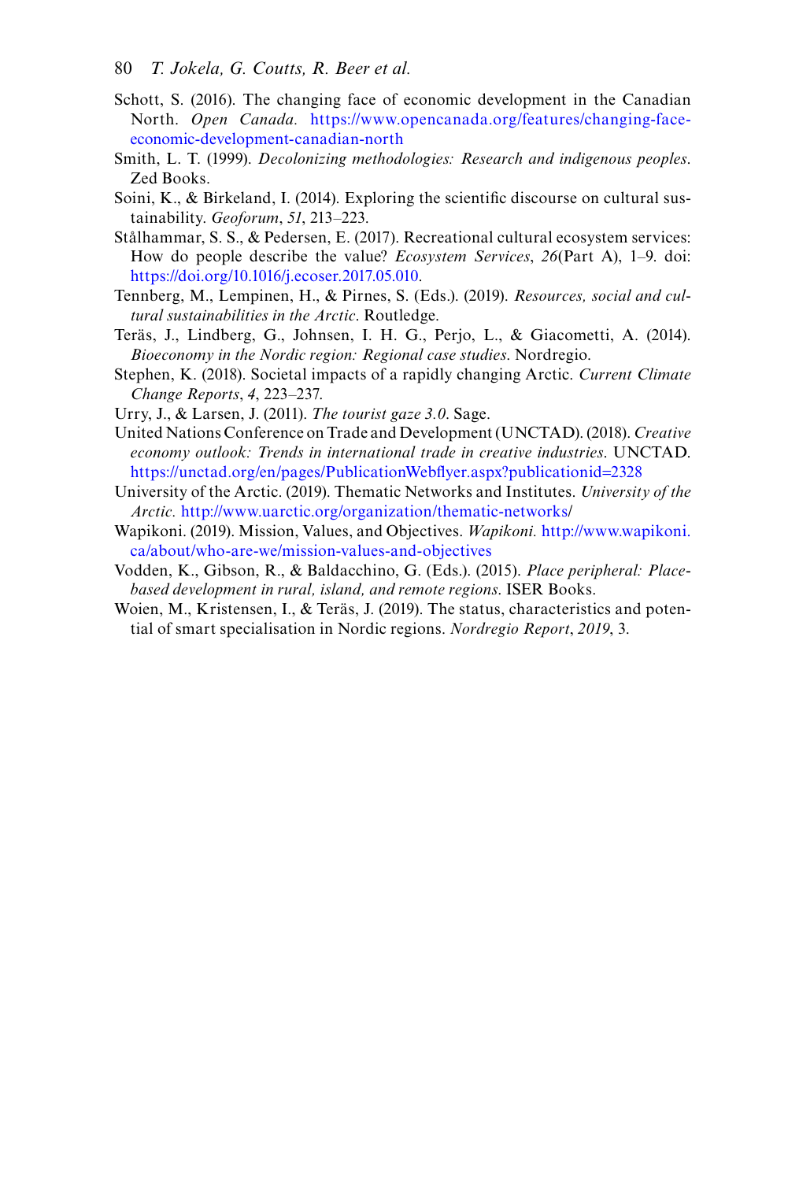Schott, S. (2016). The changing face of economic development in the Canadian North. *Open Canada.* https://www.opencanada.org/features/changing-face-economic-development-canadian-north

Smith, L. T. (1999). *Decolonizing methodologies: Research and indigenous peoples*. Zed Books.

Soini, K., & Birkeland, I. (2014). Exploring the scientific discourse on cultural sustainability. *Geoforum*, *51*, 213–223.

Stålhammar, S. S., & Pedersen, E. (2017). Recreational cultural ecosystem services: How do people describe the value? *Ecosystem Services*, *26*(Part A), 1–9. doi: https://doi.org/10.1016/j.ecoser.2017.05.010.

Tennberg, M., Lempinen, H., & Pirnes, S. (Eds.). (2019). *Resources, social and cultural sustainabilities in the Arctic*. Routledge.

Teräs, J., Lindberg, G., Johnsen, I. H. G., Perjo, L., & Giacometti, A. (2014). *Bioeconomy in the Nordic region: Regional case studies*. Nordregio.

Stephen, K. (2018). Societal impacts of a rapidly changing Arctic. *Current Climate Change Reports*, *4*, 223–237.

Urry, J., & Larsen, J. (2011). *The tourist gaze 3.0*. Sage.

United Nations Conference on Trade and Development (UNCTAD). (2018). *Creative economy outlook: Trends in international trade in creative industries*. UNCTAD. https://unctad.org/en/pages/PublicationWebflyer.aspx?publicationid=2328

University of the Arctic. (2019). Thematic Networks and Institutes. *University of the Arctic.* http://www.uarctic.org/organization/thematic-networks/

Wapikoni. (2019). Mission, Values, and Objectives. *Wapikoni.* http://www.wapikoni.ca/about/who-are-we/mission-values-and-objectives

Vodden, K., Gibson, R., & Baldacchino, G. (Eds.). (2015). *Place peripheral: Place-based development in rural, island, and remote regions*. ISER Books.

Woien, M., Kristensen, I., & Teräs, J. (2019). The status, characteristics and potential of smart specialisation in Nordic regions. *Nordregio Report*, *2019*, 3.